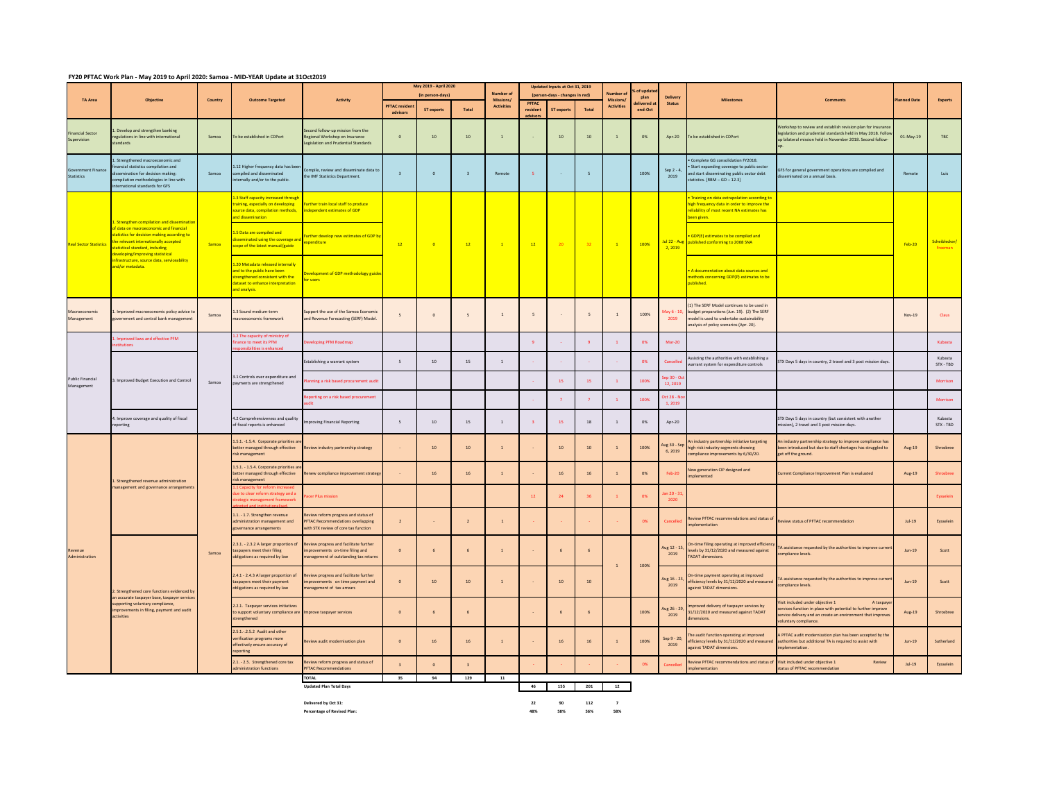## FY20 PFTAC Work Plan - May 2019 to April 2020: Samoa - MID-YEAR Update at 31Oct2019

| TA Area | Objective | Country | Outcome Targeted | Activity | May 2019 - April 2020 (in person-days) | | | Number of Missions/ Activities | Updated Inputs at Oct 31, 2019 (person-days - changes in red) | | | Number of Missions/ Activities | % of updated plan delivered at end-Oct | Delivery Status | Milestones | Comments | Planned Date | Experts |
|---|---|---|---|---|---|---|---|---|---|---|---|---|---|---|---|---|---|---|
| | | | | | PFTAC resident advisors | ST experts | Total | | PFTAC resident advisors | ST experts | Total | | | | | | | |
| Financial Sector Supervision | 1. Develop and strengthen banking regulations in line with international standards | Samoa | To be established in CDPort | Second follow-up mission from the Regional Workshop on Insurance Legislation and Prudential Standards | 0 | 10 | 10 | 1 | - | 10 | 10 | 1 | 0% | Apr-20 | To be established in CDPort | Workshop to review and establish revision plan for insurance legislation and prudential standards held in May 2018. Follow up bilateral mission held in November 2018. Second follow-up. | 01-May-19 | TBC |
| Government Finance Statistics | 1. Strengthened macroeconomic and financial statistics compilation and dissemination for decision making: compilation methodologies in line with international standards for GFS | Samoa | 1.12 Higher frequency data has been compiled and disseminated internally and/or to the public. | Compile, review and disseminate data to the IMF Statistics Department. | 3 | 0 | 3 | Remote | 5 | - | 5 | | 100% | Sep 2 - 4, 2019 | • Complete GG consolidation FY2018. • Start expanding coverage to public sector and start disseminating public sector debt statistics. [RBM – GO – 12.3] | GFS for general government operations are compiled and disseminated on a annual basis. | Remote | Luis |
| Real Sector Statistics | 1. Strengthen compilation and dissemination of data on macroeconomic and financial statistics for decision making according to the relevant internationally accepted statistical standard, including developing/improving statistical infrastructure, source data, serviceability and/or metadata. | Samoa | 1.3 Staff capacity increased through training, especially on developing source data, compilation methods, and dissemination | Further train local staff to produce independent estimates of GDP | 12 | 0 | 12 | 1 | 12 | 20 | 32 | 1 | 100% | Jul 22 - Aug 2, 2019 | • Training on data extrapolation according to high frequency data in order to improve the reliability of most recent NA estimates has been given. | | Feb-20 | Scheiblecker/ Freeman |
| | | | 1.5 Data are compiled and disseminated using the coverage and scope of the latest manual/guide | Further develop new estimates of GDP by expenditure | | | | | | | | | | | • GDP(E) estimates to be compiled and published conforming to 2008 SNA | | | |
| | | | 1.20 Metadata released internally and to the public have been strengthened consistent with the dataset to enhance interpretation and analysis. | Development of GDP methodology guides for users | | | | | | | | | | | • A documentation about data sources and methods concerning GDP(P) estimates to be published. | | | |
| Macroeconomic Management | 1. Improved macroeconomic policy advice to government and central bank management | Samoa | 1.3 Sound medium-term macroeconomic framework | Support the use of the Samoa Economic and Revenue Forecasting (SERF) Model. | 5 | 0 | 5 | 1 | 5 | - | 5 | 1 | 100% | May 6 - 10, 2019 | (1) The SERF Model continues to be used in budget preparations (Jun. 19). (2) The SERF model is used to undertake sustainability analysis of policy scenarios (Apr. 20). | | Nov-19 | Claus |
| Public Financial Management | 1. Improved laws and effective PFM institutions | Samoa | 1.2 The capacity of ministry of finance to meet its PFM responsibilities is enhanced | Developing PFM Roadmap | | | | | 9 | - | 9 | 1 | 0% | Mar-20 | | | | Kubasta |
| | 3. Improved Budget Execution and Control | | 3.1 Controls over expenditure and payments are strengthened | Establishing a warrant system | 5 | 10 | 15 | 1 | - | - | - | - | 0% | Cancelled | Assisting the authorities with establishing a warrant system for expenditure controls | STX Days 5 days in country, 2 travel and 3 post mission days. | | Kubasta STX - TBD |
| | | | | Planning a risk based procurement audit | | | | | - | 15 | 15 | 1 | 100% | Sep 30 - Oct 12, 2019 | | | | Morrison |
| | | | | Reporting on a risk based procurement audit | | | | | - | 7 | 7 | 1 | 100% | Oct 28 - Nov 1, 2019 | | | | Morrison |
| | 4. Improve coverage and quality of fiscal reporting | | 4.2 Comprehensiveness and quality of fiscal reports is enhanced | Improving Financial Reporting | 5 | 10 | 15 | 1 | 3 | 15 | 18 | 1 | 0% | Apr-20 | | STX Days 5 days in country (but consistent with another mission), 2 travel and 3 post mission days. | | Kubasta STX - TBD |
| Revenue Administration | 1. Strengthened revenue administration management and governance arrangements | Samoa | 1.5.1. -1.5.4. Corporate priorities are better managed through effective risk management | Review industry partnership strategy | - | 10 | 10 | 1 | - | 10 | 10 | 1 | 100% | Aug 30 - Sep 6, 2019 | An industry partnership initiative targeting high risk industry segments showing compliance improvements by 6/30/20. | An industry partnership strategy to improve compliance has been introduced but due to staff shortages has struggled to get off the ground. | Aug-19 | Shrosbree |
| | | | 1.5.1. - 1.5.4. Corporate priorities are better managed through effective risk management | Renew compliance improvement strategy | - | 16 | 16 | 1 | - | 16 | 16 | 1 | 0% | Feb-20 | New generation CIP designed and implemented | Current Compliance Improvement Plan is evaluated | Aug-19 | Shrosbree |
| | | | 1.1 Capacity for reform increased due to clear reform strategy and a strategic management framework adopted and institutionalized. | Pacer Plus mission | | | | | 12 | 24 | 36 | 1 | 0% | Jan 20 - 31, 2020 | | | | Eysselein |
| | | | 1.1. - 1.7. Strengthen revenue administration management and governance arrangements | Review reform progress and status of PFTAC Recommendations overlapping with STX review of core tax function | 2 | - | 2 | 1 | - | - | - | - | 0% | Cancelled | Review PFTAC recommendations and status of implementation | Review status of PFTAC recommendation | Jul-19 | Eysselein |
| | 2. Strengthened core functions evidenced by an accurate taxpayer base, taxpayer services supporting voluntary compliance, improvements in filing, payment and audit activities | | 2.3.1. - 2.3.2 A larger proportion of taxpayers meet their filing obligations as required by law | Review progress and facilitate further improvements on-time filing and management of outstanding tax returns | 0 | 6 | 6 | 1 | - | 6 | 6 | 1 | 100% | Aug 12 - 15, 2019 | On-time filing operating at improved efficiency levels by 31/12/2020 and measured against TADAT dimensions. | TA assistance requested by the authorities to improve current compliance levels. | Jun-19 | Scott |
| | | | 2.4.1 - 2.4.3 A larger proportion of taxpayers meet their payment obligations as required by law | Review progress and facilitate further improvements on time payment and management of tax arrears | 0 | 10 | 10 | 1 | - | 10 | 10 | | | Aug 16 - 23, 2019 | On-time payment operating at improved efficiency levels by 31/12/2020 and measured against TADAT dimensions. | TA assistance requested by the authorities to improve current compliance levels. | Jun-19 | Scott |
| | | | 2.2.1. Taxpayer services initiatives to support voluntary compliance are strengthened | Improve taxpayer services | 0 | 6 | 6 | | - | 6 | 6 | | 100% | Aug 26 - 29, 2019 | Improved delivery of taxpayer services by 31/12/2020 and measured against TADAT dimensions. | Visit included under objective 1 A taxpayer services function in place with potential to further improve service delivery and an create an environment that improves voluntary compliance. | Aug-19 | Shrosbree |
| | | | 2.5.1 - 2.5.2 Audit and other verification programs more effectively ensure accuracy of reporting | Review audit modernisation plan | 0 | 16 | 16 | 1 | - | 16 | 16 | 1 | 100% | Sep 9 - 20, 2019 | The audit function operating at improved efficiency levels by 31/12/2020 and measured against TADAT dimensions. | A PFTAC audit modernization plan has been accepted by the authorities but additional TA is required to assist with implementation. | Jun-19 | Sutherland |
| | | | 2.1. - 2.5. Strengthened core tax administration functions | Review reform progress and status of PFTAC Recommendations | 3 | 0 | 3 | 1 | - | - | - | - | 0% | Cancelled | Review PFTAC recommendations and status of implementation | Visit included under objective 1 Review status of PFTAC recommendation | Jul-19 | Eysselein |
| | | | | **TOTAL** | **35** | **94** | **129** | **11** | | | | | | | | | | |
| | | | | **Updated Plan Total Days** | | | | | **46** | **155** | **201** | **12** | | | | | | |
| | | | | **Delivered by Oct 31:** | | | | | **22** | **90** | **112** | **7** | | | | | | |
| | | | | **Percentage of Revised Plan:** | | | | | **48%** | **58%** | **56%** | **58%** | | | | | | |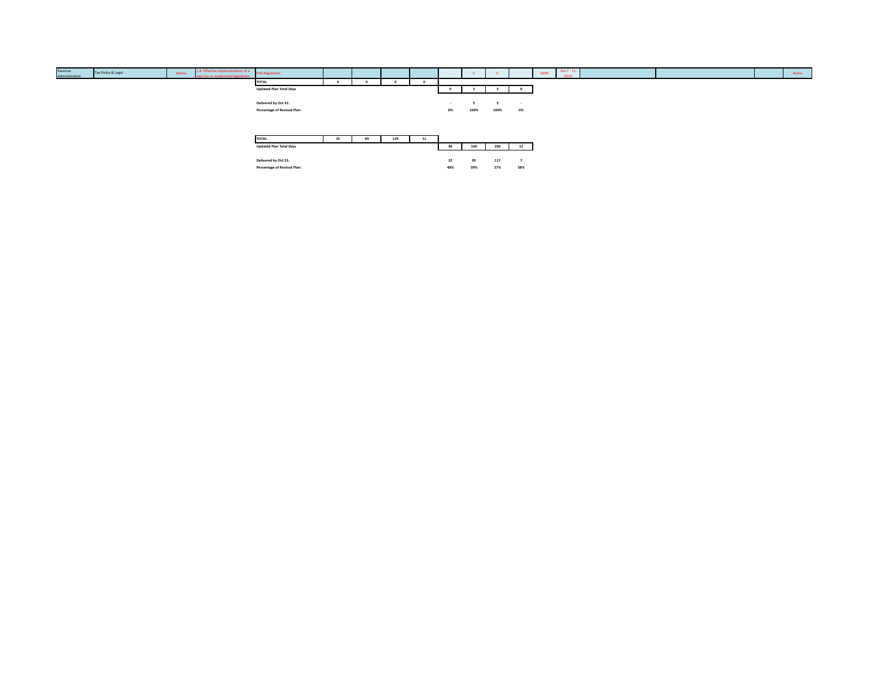| | | | | | | | | | | | | | | | | | | | |
|---|---|---|---|---|---|---|---|---|---|---|---|---|---|---|---|---|---|---|---|
| Revenue Administration | Tax Policy & Legal | Samoa | 1.8. Effective implementation of a new tax or modernized legislation | POS Regulation | | | | | - | 5 | 5 | | 100% | Oct 7 - 11, 2019 | | | | Burns |
| | | | | TOTAL | 0 | 0 | 0 | 0 | | | | | | | | | | |
| | | | | Updated Plan Total Days | | | | | 0 | 5 | 5 | 0 | | | | | | |
| | | | | Delivered by Oct 31: | | | | | - | 5 | 5 | - | | | | | | |
| | | | | Percentage of Revised Plan: | | | | | 0% | 100% | 100% | 0% | | | | | | |

| | | | | | | | | |
|---|---|---|---|---|---|---|---|---|
| TOTAL | 35 | 94 | 129 | 11 | | | | |
| Updated Plan Total Days | | | | | 46 | 160 | 206 | 12 |
| Delivered by Oct 31: | | | | | 22 | 95 | 117 | 7 |
| Percentage of Revised Plan: | | | | | 48% | 59% | 57% | 58% |